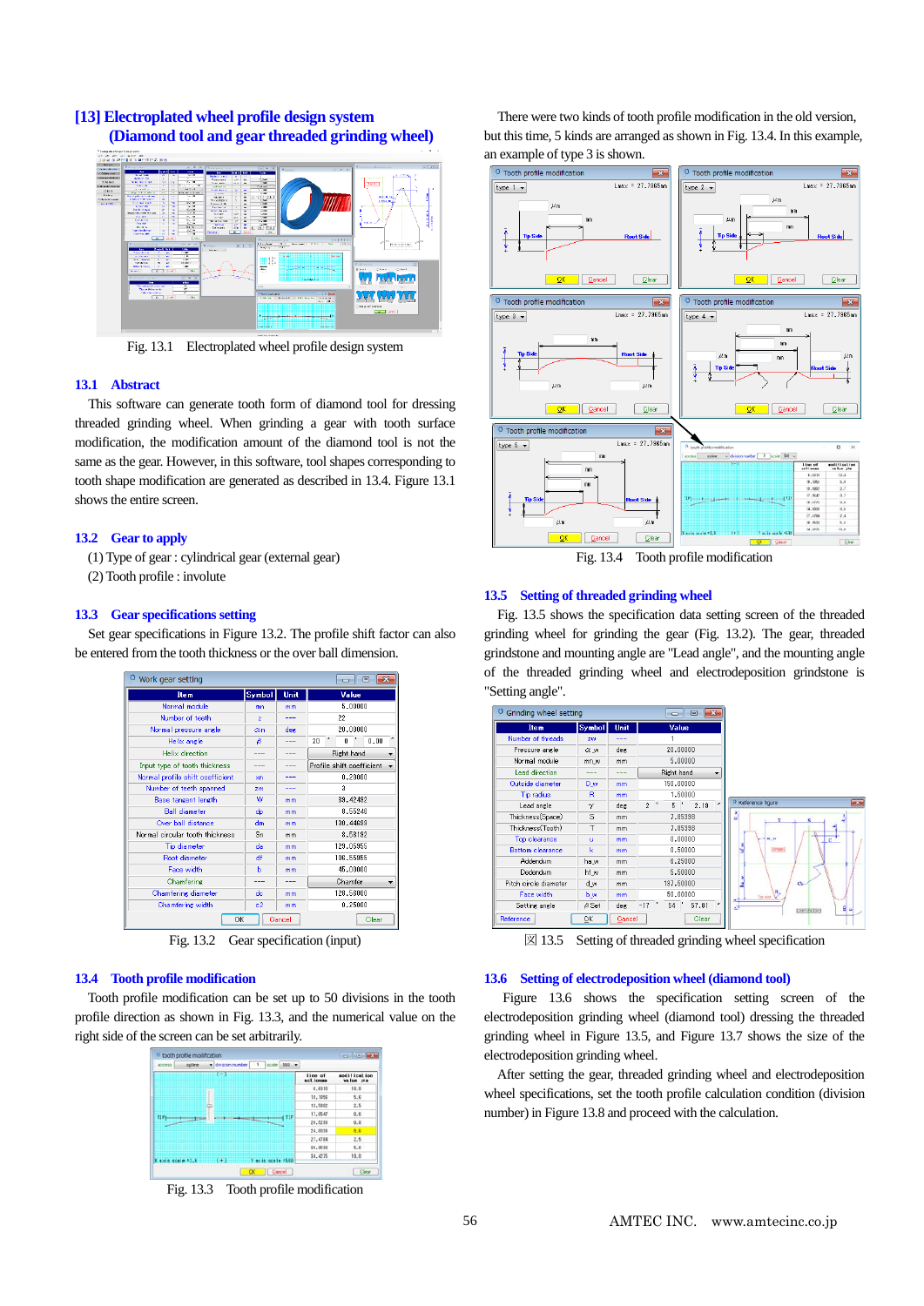## [13] Electroplated wheel profile design system
## (Diamond tool and gear threaded grinding wheel)

Fig. 13.1 Electroplated wheel profile design system

### 13.1 Abstract

This software can generate tooth form of diamond tool for dressing threaded grinding wheel. When grinding a gear with tooth surface modification, the modification amount of the diamond tool is not the same as the gear. However, in this software, tool shapes corresponding to tooth shape modification are generated as described in 13.4. Figure 13.1 shows the entire screen.

### 13.2 Gear to apply

(1) Type of gear : cylindrical gear (external gear)
(2) Tooth profile : involute

### 13.3 Gear specifications setting

Set gear specifications in Figure 13.2. The profile shift factor can also be entered from the tooth thickness or the over ball dimension.

Fig. 13.2 Gear specification (input)

### 13.4 Tooth profile modification

Tooth profile modification can be set up to 50 divisions in the tooth profile direction as shown in Fig. 13.3, and the numerical value on the right side of the screen can be set arbitrarily.

Fig. 13.3 Tooth profile modification

There were two kinds of tooth profile modification in the old version, but this time, 5 kinds are arranged as shown in Fig. 13.4. In this example, an example of type 3 is shown.

Fig. 13.4 Tooth profile modification

### 13.5 Setting of threaded grinding wheel

Fig. 13.5 shows the specification data setting screen of the threaded grinding wheel for grinding the gear (Fig. 13.2). The gear, threaded grindstone and mounting angle are "Lead angle", and the mounting angle of the threaded grinding wheel and electrodeposition grindstone is "Setting angle".

図 13.5 Setting of threaded grinding wheel specification

### 13.6 Setting of electrodeposition wheel (diamond tool)

Figure 13.6 shows the specification setting screen of the electrodeposition grinding wheel (diamond tool) dressing the threaded grinding wheel in Figure 13.5, and Figure 13.7 shows the size of the electrodeposition grinding wheel.

After setting the gear, threaded grinding wheel and electrodeposition wheel specifications, set the tooth profile calculation condition (division number) in Figure 13.8 and proceed with the calculation.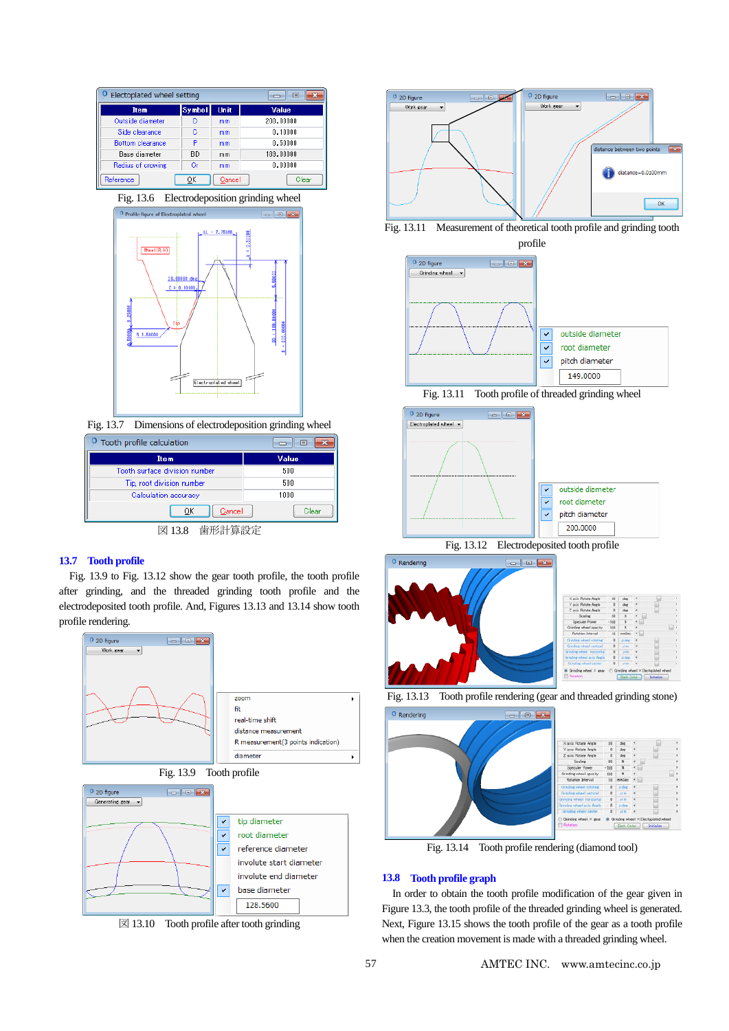Fig. 13.6 Electrodeposition grinding wheel

Fig. 13.7 Dimensions of electrodeposition grinding wheel

図 13.8 歯形計算設定

## 13.7 Tooth profile

Fig. 13.9 to Fig. 13.12 show the gear tooth profile, the tooth profile after grinding, and the threaded grinding tooth profile and the electrodeposited tooth profile. And, Figures 13.13 and 13.14 show tooth profile rendering.

Fig. 13.9 Tooth profile

図 13.10 Tooth profile after tooth grinding

Fig. 13.11 Measurement of theoretical tooth profile and grinding tooth profile

Fig. 13.11 Tooth profile of threaded grinding wheel

Fig. 13.12 Electrodeposited tooth profile

Fig. 13.13 Tooth profile rendering (gear and threaded grinding stone)

Fig. 13.14 Tooth profile rendering (diamond tool)

## 13.8 Tooth profile graph

In order to obtain the tooth profile modification of the gear given in Figure 13.3, the tooth profile of the threaded grinding wheel is generated. Next, Figure 13.15 shows the tooth profile of the gear as a tooth profile when the creation movement is made with a threaded grinding wheel.

AMTEC INC. www.amtecinc.co.jp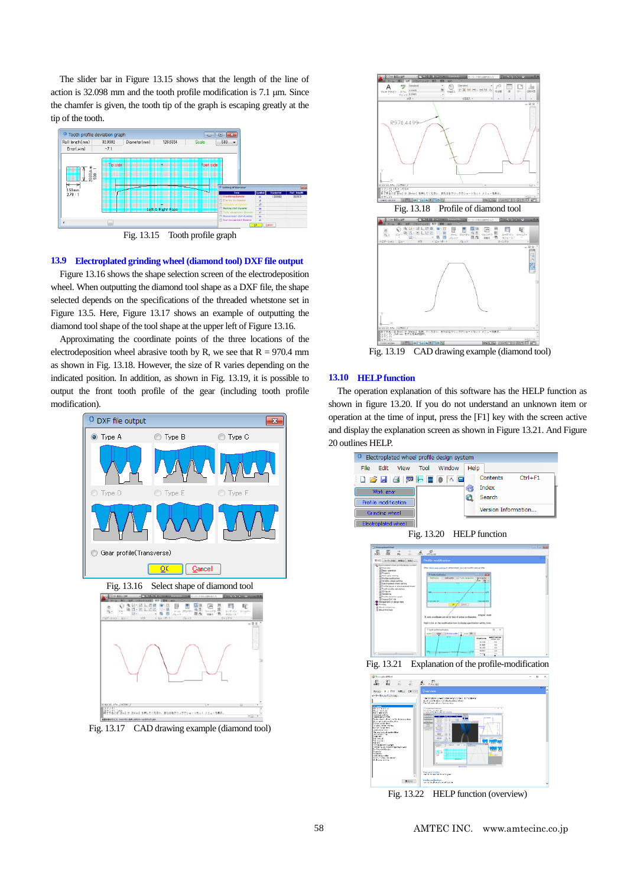The slider bar in Figure 13.15 shows that the length of the line of action is 32.098 mm and the tooth profile modification is 7.1 μm. Since the chamfer is given, the tooth tip of the graph is escaping greatly at the tip of the tooth.

Fig. 13.15　Tooth profile graph

## 13.9　Electroplated grinding wheel (diamond tool) DXF file output

Figure 13.16 shows the shape selection screen of the electrodeposition wheel. When outputting the diamond tool shape as a DXF file, the shape selected depends on the specifications of the threaded whetstone set in Figure 13.5. Here, Figure 13.17 shows an example of outputting the diamond tool shape of the tool shape at the upper left of Figure 13.16.

Approximating the coordinate points of the three locations of the electrodeposition wheel abrasive tooth by R, we see that R = 970.4 mm as shown in Fig. 13.18. However, the size of R varies depending on the indicated position. In addition, as shown in Fig. 13.19, it is possible to output the front tooth profile of the gear (including tooth profile modification).

Fig. 13.16　Select shape of diamond tool

Fig. 13.17　CAD drawing example (diamond tool)

R970.4499

Fig. 13.18　Profile of diamond tool

Fig. 13.19　CAD drawing example (diamond tool)

## 13.10　HELP function

The operation explanation of this software has the HELP function as shown in figure 13.20. If you do not understand an unknown item or operation at the time of input, press the [F1] key with the screen active and display the explanation screen as shown in Figure 13.21. And Figure 20 outlines HELP.

Fig. 13.20　HELP function

Fig. 13.21　Explanation of the profile-modification

Fig. 13.22　HELP function (overview)

AMTEC INC.　www.amtecinc.co.jp